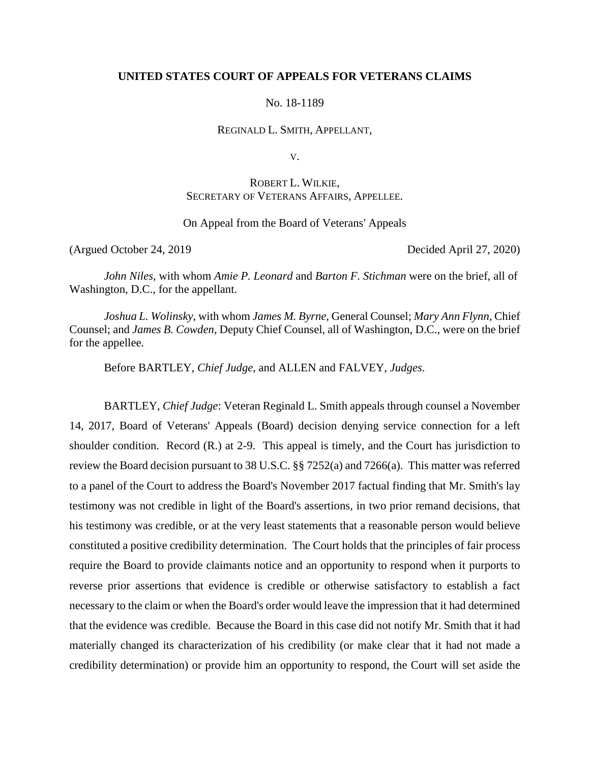**UNITED STATES COURT OF APPEALS FOR VETERANS CLAIMS**

No. 18-1189

REGINALD L. SMITH, APPELLANT,

V.

ROBERT L. WILKIE,
SECRETARY OF VETERANS AFFAIRS, APPELLEE.

On Appeal from the Board of Veterans' Appeals

(Argued October 24, 2019 Decided April 27, 2020)

*John Niles*, with whom *Amie P. Leonard* and *Barton F. Stichman* were on the brief, all of Washington, D.C., for the appellant.

*Joshua L. Wolinsky*, with whom *James M. Byrne*, General Counsel; *Mary Ann Flynn*, Chief Counsel; and *James B. Cowden*, Deputy Chief Counsel, all of Washington, D.C., were on the brief for the appellee.

Before BARTLEY, *Chief Judge*, and ALLEN and FALVEY, *Judges*.

BARTLEY, *Chief Judge*: Veteran Reginald L. Smith appeals through counsel a November 14, 2017, Board of Veterans' Appeals (Board) decision denying service connection for a left shoulder condition. Record (R.) at 2-9. This appeal is timely, and the Court has jurisdiction to review the Board decision pursuant to 38 U.S.C. §§ 7252(a) and 7266(a). This matter was referred to a panel of the Court to address the Board's November 2017 factual finding that Mr. Smith's lay testimony was not credible in light of the Board's assertions, in two prior remand decisions, that his testimony was credible, or at the very least statements that a reasonable person would believe constituted a positive credibility determination. The Court holds that the principles of fair process require the Board to provide claimants notice and an opportunity to respond when it purports to reverse prior assertions that evidence is credible or otherwise satisfactory to establish a fact necessary to the claim or when the Board's order would leave the impression that it had determined that the evidence was credible. Because the Board in this case did not notify Mr. Smith that it had materially changed its characterization of his credibility (or make clear that it had not made a credibility determination) or provide him an opportunity to respond, the Court will set aside the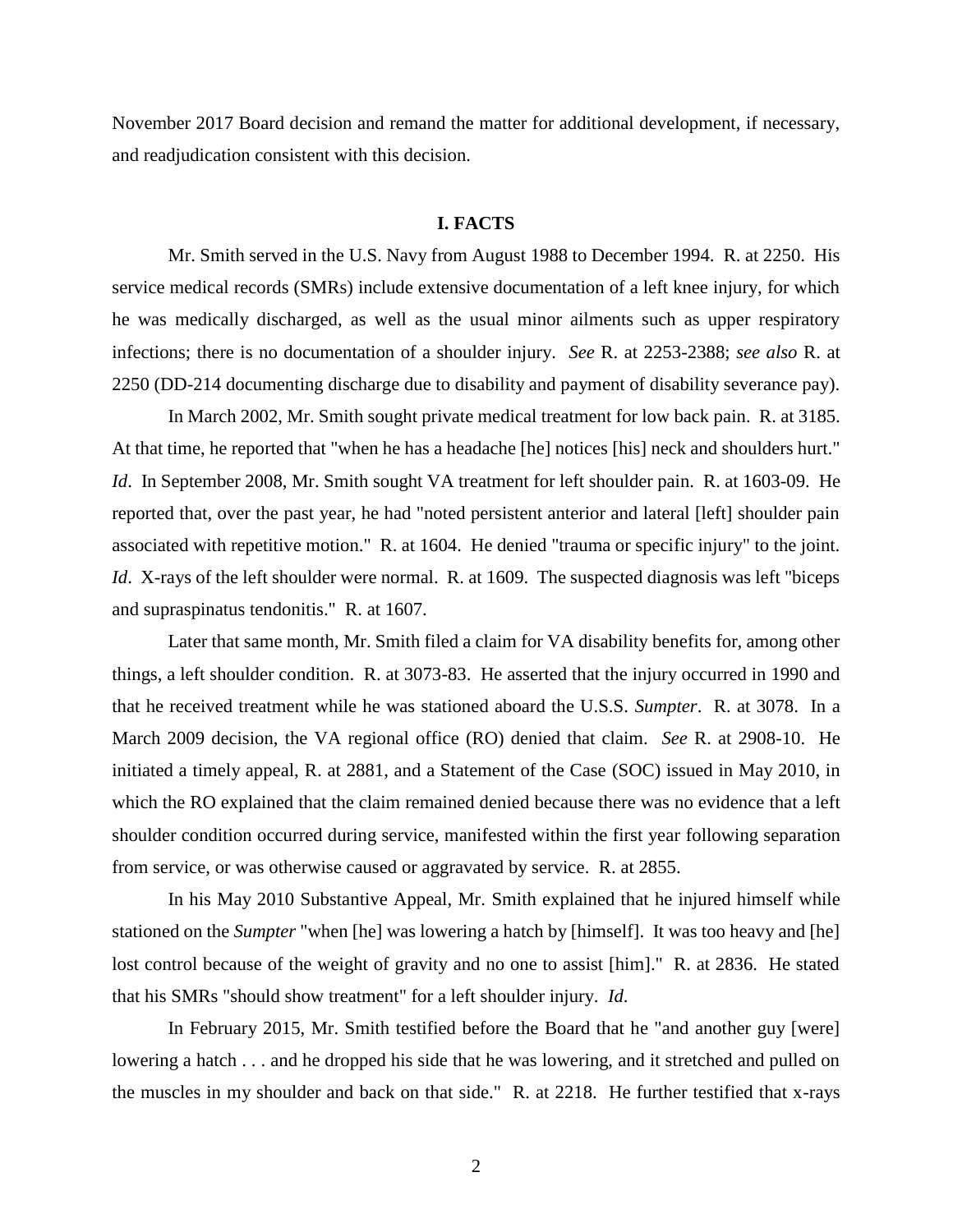November 2017 Board decision and remand the matter for additional development, if necessary, and readjudication consistent with this decision.

## I. FACTS

Mr. Smith served in the U.S. Navy from August 1988 to December 1994. R. at 2250. His service medical records (SMRs) include extensive documentation of a left knee injury, for which he was medically discharged, as well as the usual minor ailments such as upper respiratory infections; there is no documentation of a shoulder injury. *See* R. at 2253-2388; *see also* R. at 2250 (DD-214 documenting discharge due to disability and payment of disability severance pay).

In March 2002, Mr. Smith sought private medical treatment for low back pain. R. at 3185. At that time, he reported that "when he has a headache [he] notices [his] neck and shoulders hurt." *Id*. In September 2008, Mr. Smith sought VA treatment for left shoulder pain. R. at 1603-09. He reported that, over the past year, he had "noted persistent anterior and lateral [left] shoulder pain associated with repetitive motion." R. at 1604. He denied "trauma or specific injury" to the joint. *Id*. X-rays of the left shoulder were normal. R. at 1609. The suspected diagnosis was left "biceps and supraspinatus tendonitis." R. at 1607.

Later that same month, Mr. Smith filed a claim for VA disability benefits for, among other things, a left shoulder condition. R. at 3073-83. He asserted that the injury occurred in 1990 and that he received treatment while he was stationed aboard the U.S.S. *Sumpter*. R. at 3078. In a March 2009 decision, the VA regional office (RO) denied that claim. *See* R. at 2908-10. He initiated a timely appeal, R. at 2881, and a Statement of the Case (SOC) issued in May 2010, in which the RO explained that the claim remained denied because there was no evidence that a left shoulder condition occurred during service, manifested within the first year following separation from service, or was otherwise caused or aggravated by service. R. at 2855.

In his May 2010 Substantive Appeal, Mr. Smith explained that he injured himself while stationed on the *Sumpter* "when [he] was lowering a hatch by [himself]. It was too heavy and [he] lost control because of the weight of gravity and no one to assist [him]." R. at 2836. He stated that his SMRs "should show treatment" for a left shoulder injury. *Id.*

In February 2015, Mr. Smith testified before the Board that he "and another guy [were] lowering a hatch . . . and he dropped his side that he was lowering, and it stretched and pulled on the muscles in my shoulder and back on that side." R. at 2218. He further testified that x-rays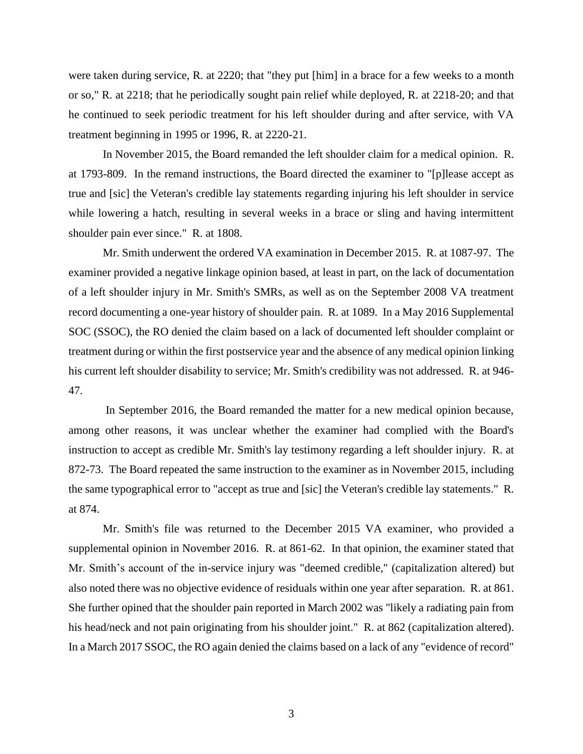were taken during service, R. at 2220; that "they put [him] in a brace for a few weeks to a month or so," R. at 2218; that he periodically sought pain relief while deployed, R. at 2218-20; and that he continued to seek periodic treatment for his left shoulder during and after service, with VA treatment beginning in 1995 or 1996, R. at 2220-21.

In November 2015, the Board remanded the left shoulder claim for a medical opinion. R. at 1793-809. In the remand instructions, the Board directed the examiner to "[p]lease accept as true and [sic] the Veteran's credible lay statements regarding injuring his left shoulder in service while lowering a hatch, resulting in several weeks in a brace or sling and having intermittent shoulder pain ever since." R. at 1808.

Mr. Smith underwent the ordered VA examination in December 2015. R. at 1087-97. The examiner provided a negative linkage opinion based, at least in part, on the lack of documentation of a left shoulder injury in Mr. Smith's SMRs, as well as on the September 2008 VA treatment record documenting a one-year history of shoulder pain. R. at 1089. In a May 2016 Supplemental SOC (SSOC), the RO denied the claim based on a lack of documented left shoulder complaint or treatment during or within the first postservice year and the absence of any medical opinion linking his current left shoulder disability to service; Mr. Smith's credibility was not addressed. R. at 946-47.

In September 2016, the Board remanded the matter for a new medical opinion because, among other reasons, it was unclear whether the examiner had complied with the Board's instruction to accept as credible Mr. Smith's lay testimony regarding a left shoulder injury. R. at 872-73. The Board repeated the same instruction to the examiner as in November 2015, including the same typographical error to "accept as true and [sic] the Veteran's credible lay statements." R. at 874.

Mr. Smith's file was returned to the December 2015 VA examiner, who provided a supplemental opinion in November 2016. R. at 861-62. In that opinion, the examiner stated that Mr. Smith's account of the in-service injury was "deemed credible," (capitalization altered) but also noted there was no objective evidence of residuals within one year after separation. R. at 861. She further opined that the shoulder pain reported in March 2002 was "likely a radiating pain from his head/neck and not pain originating from his shoulder joint." R. at 862 (capitalization altered). In a March 2017 SSOC, the RO again denied the claims based on a lack of any "evidence of record"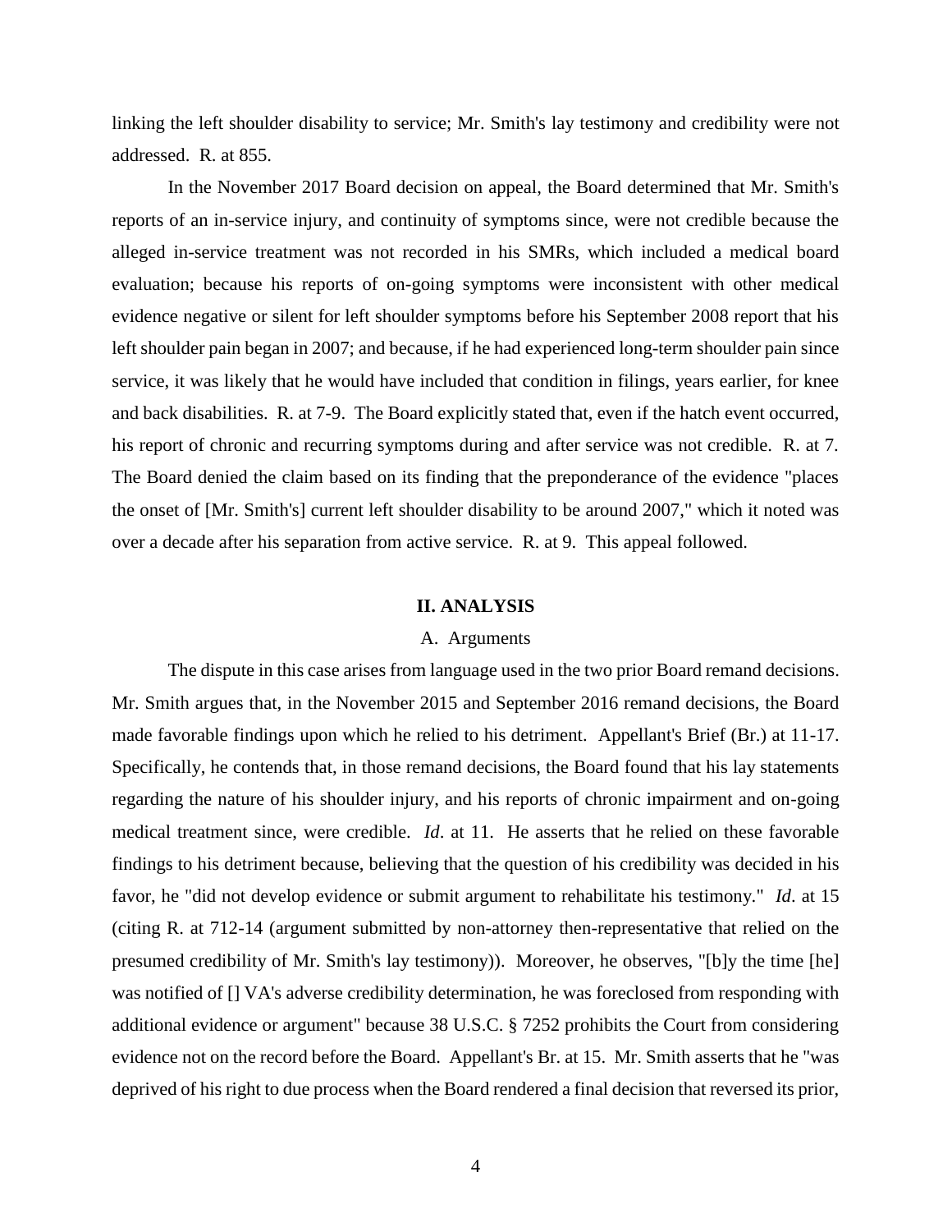linking the left shoulder disability to service; Mr. Smith's lay testimony and credibility were not addressed. R. at 855.

In the November 2017 Board decision on appeal, the Board determined that Mr. Smith's reports of an in-service injury, and continuity of symptoms since, were not credible because the alleged in-service treatment was not recorded in his SMRs, which included a medical board evaluation; because his reports of on-going symptoms were inconsistent with other medical evidence negative or silent for left shoulder symptoms before his September 2008 report that his left shoulder pain began in 2007; and because, if he had experienced long-term shoulder pain since service, it was likely that he would have included that condition in filings, years earlier, for knee and back disabilities. R. at 7-9. The Board explicitly stated that, even if the hatch event occurred, his report of chronic and recurring symptoms during and after service was not credible. R. at 7. The Board denied the claim based on its finding that the preponderance of the evidence "places the onset of [Mr. Smith's] current left shoulder disability to be around 2007," which it noted was over a decade after his separation from active service. R. at 9. This appeal followed.

## II. ANALYSIS

### A. Arguments

The dispute in this case arises from language used in the two prior Board remand decisions. Mr. Smith argues that, in the November 2015 and September 2016 remand decisions, the Board made favorable findings upon which he relied to his detriment. Appellant's Brief (Br.) at 11-17. Specifically, he contends that, in those remand decisions, the Board found that his lay statements regarding the nature of his shoulder injury, and his reports of chronic impairment and on-going medical treatment since, were credible. *Id*. at 11. He asserts that he relied on these favorable findings to his detriment because, believing that the question of his credibility was decided in his favor, he "did not develop evidence or submit argument to rehabilitate his testimony." *Id*. at 15 (citing R. at 712-14 (argument submitted by non-attorney then-representative that relied on the presumed credibility of Mr. Smith's lay testimony)). Moreover, he observes, "[b]y the time [he] was notified of [] VA's adverse credibility determination, he was foreclosed from responding with additional evidence or argument" because 38 U.S.C. § 7252 prohibits the Court from considering evidence not on the record before the Board. Appellant's Br. at 15. Mr. Smith asserts that he "was deprived of his right to due process when the Board rendered a final decision that reversed its prior,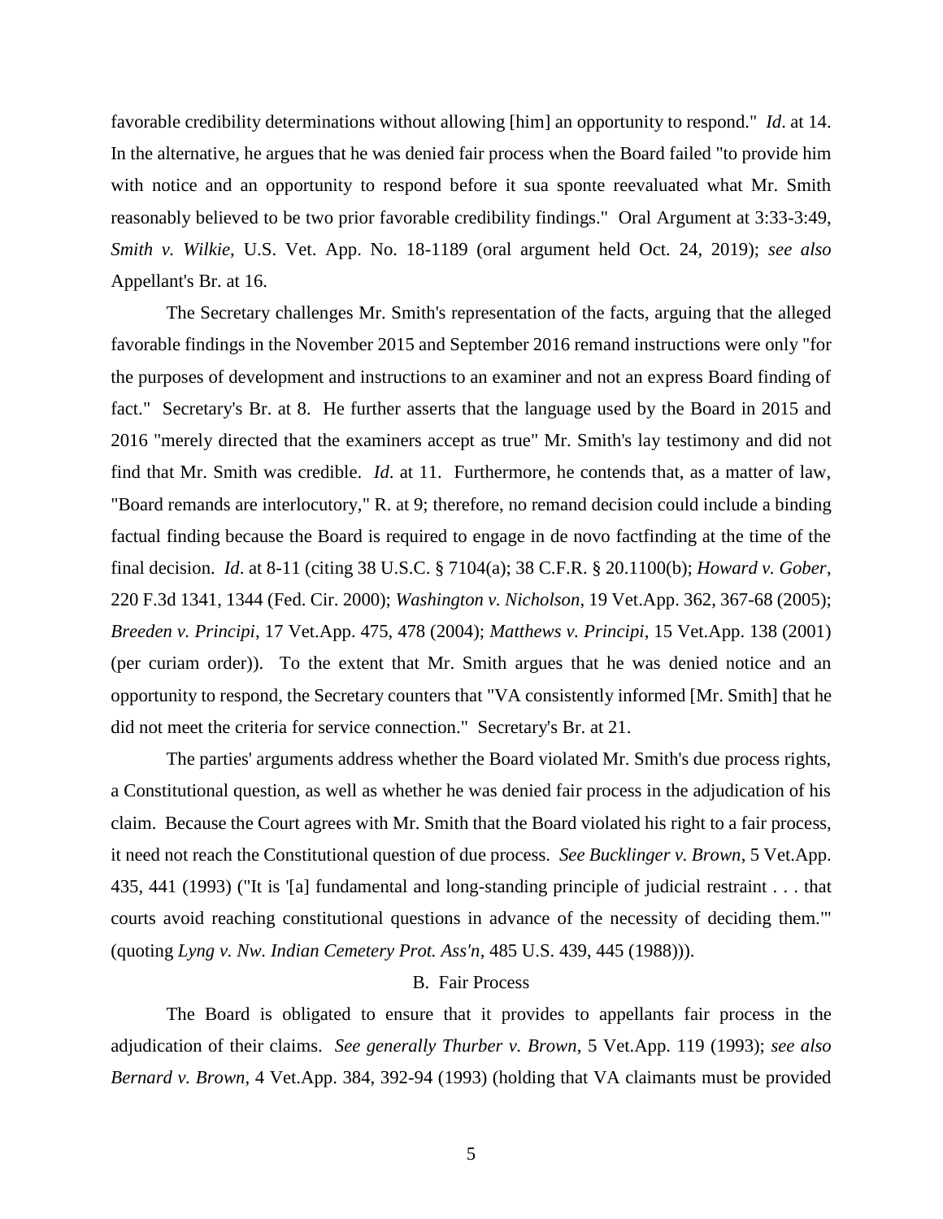favorable credibility determinations without allowing [him] an opportunity to respond." *Id*. at 14. In the alternative, he argues that he was denied fair process when the Board failed "to provide him with notice and an opportunity to respond before it sua sponte reevaluated what Mr. Smith reasonably believed to be two prior favorable credibility findings." Oral Argument at 3:33-3:49, *Smith v. Wilkie*, U.S. Vet. App. No. 18-1189 (oral argument held Oct. 24, 2019); *see also* Appellant's Br. at 16.

The Secretary challenges Mr. Smith's representation of the facts, arguing that the alleged favorable findings in the November 2015 and September 2016 remand instructions were only "for the purposes of development and instructions to an examiner and not an express Board finding of fact." Secretary's Br. at 8. He further asserts that the language used by the Board in 2015 and 2016 "merely directed that the examiners accept as true" Mr. Smith's lay testimony and did not find that Mr. Smith was credible. *Id*. at 11. Furthermore, he contends that, as a matter of law, "Board remands are interlocutory," R. at 9; therefore, no remand decision could include a binding factual finding because the Board is required to engage in de novo factfinding at the time of the final decision. *Id*. at 8-11 (citing 38 U.S.C. § 7104(a); 38 C.F.R. § 20.1100(b); *Howard v. Gober*, 220 F.3d 1341, 1344 (Fed. Cir. 2000); *Washington v. Nicholson*, 19 Vet.App. 362, 367-68 (2005); *Breeden v. Principi*, 17 Vet.App. 475, 478 (2004); *Matthews v. Principi*, 15 Vet.App. 138 (2001) (per curiam order)). To the extent that Mr. Smith argues that he was denied notice and an opportunity to respond, the Secretary counters that "VA consistently informed [Mr. Smith] that he did not meet the criteria for service connection." Secretary's Br. at 21.

The parties' arguments address whether the Board violated Mr. Smith's due process rights, a Constitutional question, as well as whether he was denied fair process in the adjudication of his claim. Because the Court agrees with Mr. Smith that the Board violated his right to a fair process, it need not reach the Constitutional question of due process. *See Bucklinger v. Brown*, 5 Vet.App. 435, 441 (1993) ("It is '[a] fundamental and long-standing principle of judicial restraint . . . that courts avoid reaching constitutional questions in advance of the necessity of deciding them.'" (quoting *Lyng v. Nw. Indian Cemetery Prot. Ass'n*, 485 U.S. 439, 445 (1988))).

### B. Fair Process

The Board is obligated to ensure that it provides to appellants fair process in the adjudication of their claims. *See generally Thurber v. Brown*, 5 Vet.App. 119 (1993); *see also Bernard v. Brown*, 4 Vet.App. 384, 392-94 (1993) (holding that VA claimants must be provided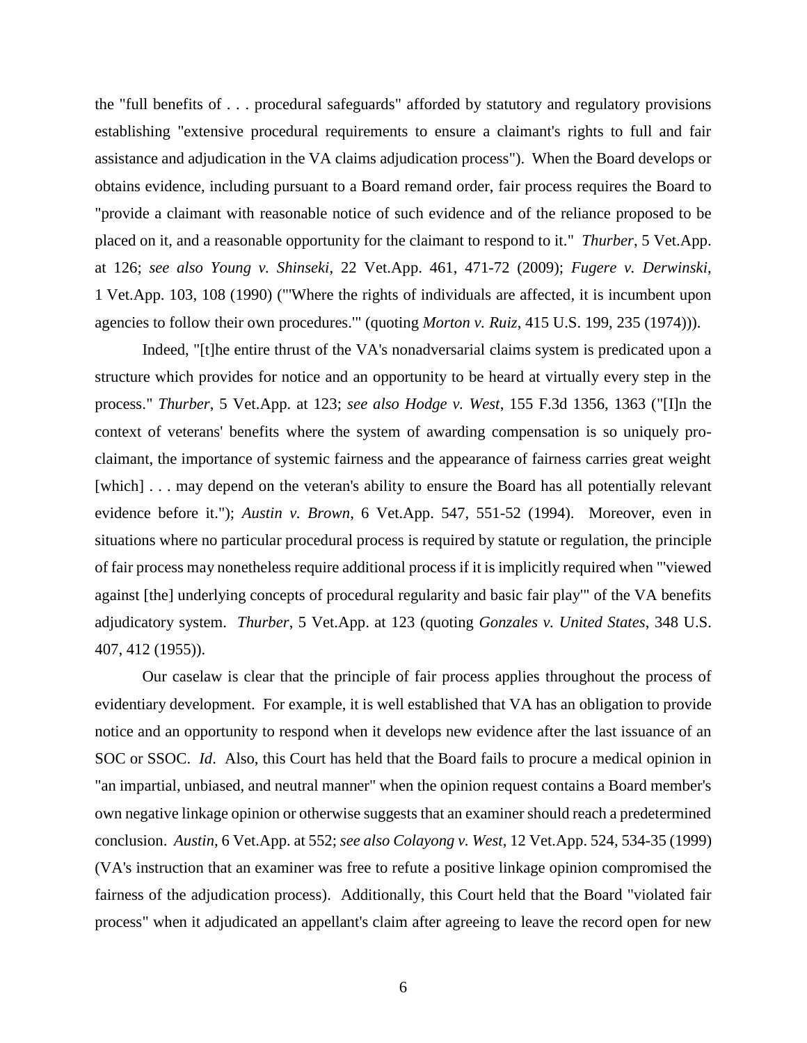the "full benefits of . . . procedural safeguards" afforded by statutory and regulatory provisions establishing "extensive procedural requirements to ensure a claimant's rights to full and fair assistance and adjudication in the VA claims adjudication process"). When the Board develops or obtains evidence, including pursuant to a Board remand order, fair process requires the Board to "provide a claimant with reasonable notice of such evidence and of the reliance proposed to be placed on it, and a reasonable opportunity for the claimant to respond to it." *Thurber*, 5 Vet.App. at 126; *see also Young v. Shinseki*, 22 Vet.App. 461, 471-72 (2009); *Fugere v. Derwinski*, 1 Vet.App. 103, 108 (1990) ("'Where the rights of individuals are affected, it is incumbent upon agencies to follow their own procedures.'" (quoting *Morton v. Ruiz*, 415 U.S. 199, 235 (1974))).

Indeed, "[t]he entire thrust of the VA's nonadversarial claims system is predicated upon a structure which provides for notice and an opportunity to be heard at virtually every step in the process." *Thurber*, 5 Vet.App. at 123; *see also Hodge v. West*, 155 F.3d 1356, 1363 ("[I]n the context of veterans' benefits where the system of awarding compensation is so uniquely pro-claimant, the importance of systemic fairness and the appearance of fairness carries great weight [which] . . . may depend on the veteran's ability to ensure the Board has all potentially relevant evidence before it."); *Austin v. Brown*, 6 Vet.App. 547, 551-52 (1994). Moreover, even in situations where no particular procedural process is required by statute or regulation, the principle of fair process may nonetheless require additional process if it is implicitly required when "'viewed against [the] underlying concepts of procedural regularity and basic fair play'" of the VA benefits adjudicatory system. *Thurber*, 5 Vet.App. at 123 (quoting *Gonzales v. United States*, 348 U.S. 407, 412 (1955)).

Our caselaw is clear that the principle of fair process applies throughout the process of evidentiary development. For example, it is well established that VA has an obligation to provide notice and an opportunity to respond when it develops new evidence after the last issuance of an SOC or SSOC. *Id*. Also, this Court has held that the Board fails to procure a medical opinion in "an impartial, unbiased, and neutral manner" when the opinion request contains a Board member's own negative linkage opinion or otherwise suggests that an examiner should reach a predetermined conclusion. *Austin*, 6 Vet.App. at 552; *see also Colayong v. West*, 12 Vet.App. 524, 534-35 (1999) (VA's instruction that an examiner was free to refute a positive linkage opinion compromised the fairness of the adjudication process). Additionally, this Court held that the Board "violated fair process" when it adjudicated an appellant's claim after agreeing to leave the record open for new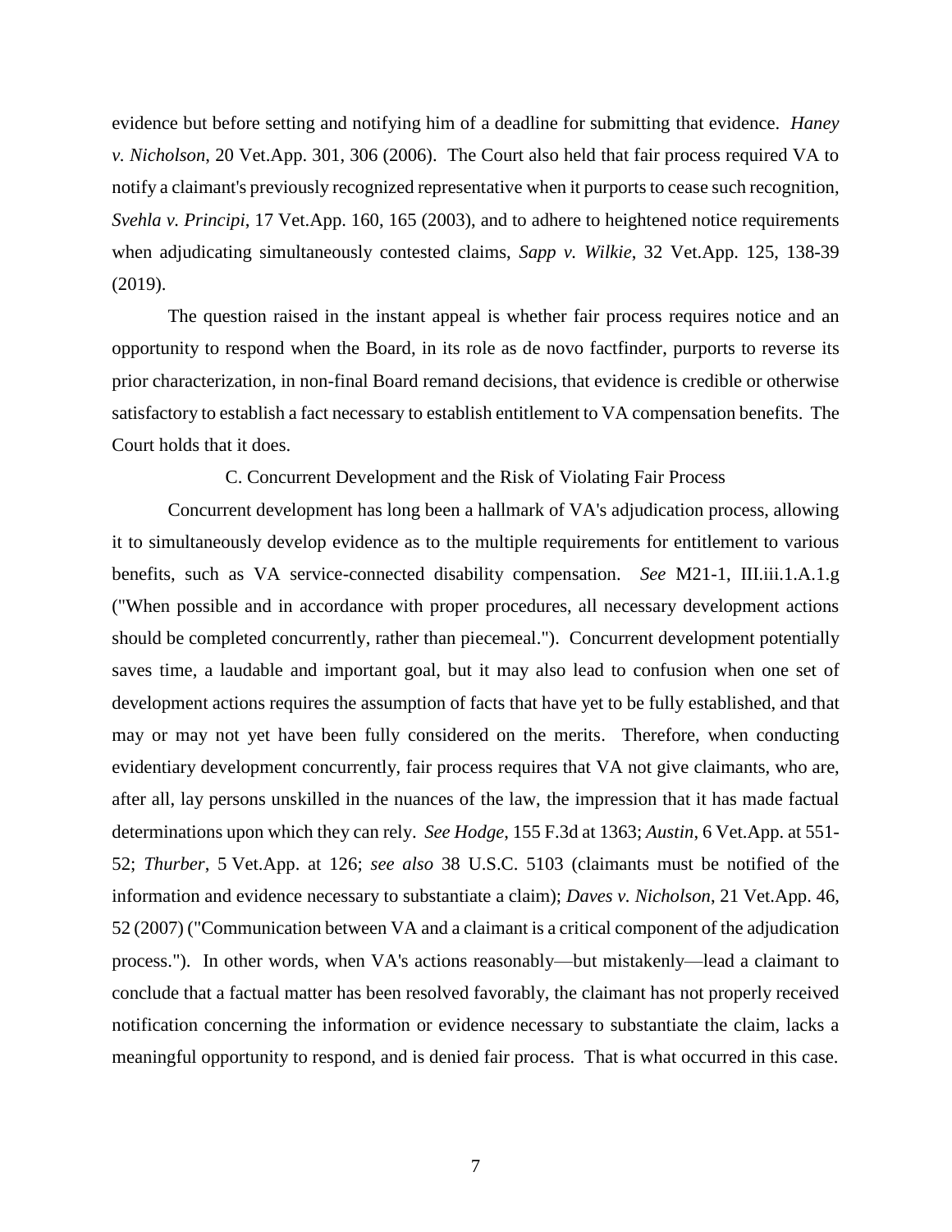evidence but before setting and notifying him of a deadline for submitting that evidence. *Haney v. Nicholson*, 20 Vet.App. 301, 306 (2006). The Court also held that fair process required VA to notify a claimant's previously recognized representative when it purports to cease such recognition, *Svehla v. Principi*, 17 Vet.App. 160, 165 (2003), and to adhere to heightened notice requirements when adjudicating simultaneously contested claims, *Sapp v. Wilkie*, 32 Vet.App. 125, 138-39 (2019).

The question raised in the instant appeal is whether fair process requires notice and an opportunity to respond when the Board, in its role as de novo factfinder, purports to reverse its prior characterization, in non-final Board remand decisions, that evidence is credible or otherwise satisfactory to establish a fact necessary to establish entitlement to VA compensation benefits. The Court holds that it does.

### C. Concurrent Development and the Risk of Violating Fair Process

Concurrent development has long been a hallmark of VA's adjudication process, allowing it to simultaneously develop evidence as to the multiple requirements for entitlement to various benefits, such as VA service-connected disability compensation. *See* M21-1, III.iii.1.A.1.g ("When possible and in accordance with proper procedures, all necessary development actions should be completed concurrently, rather than piecemeal."). Concurrent development potentially saves time, a laudable and important goal, but it may also lead to confusion when one set of development actions requires the assumption of facts that have yet to be fully established, and that may or may not yet have been fully considered on the merits. Therefore, when conducting evidentiary development concurrently, fair process requires that VA not give claimants, who are, after all, lay persons unskilled in the nuances of the law, the impression that it has made factual determinations upon which they can rely. *See Hodge*, 155 F.3d at 1363; *Austin*, 6 Vet.App. at 551-52; *Thurber*, 5 Vet.App. at 126; *see also* 38 U.S.C. 5103 (claimants must be notified of the information and evidence necessary to substantiate a claim); *Daves v. Nicholson*, 21 Vet.App. 46, 52 (2007) ("Communication between VA and a claimant is a critical component of the adjudication process."). In other words, when VA's actions reasonably—but mistakenly—lead a claimant to conclude that a factual matter has been resolved favorably, the claimant has not properly received notification concerning the information or evidence necessary to substantiate the claim, lacks a meaningful opportunity to respond, and is denied fair process. That is what occurred in this case.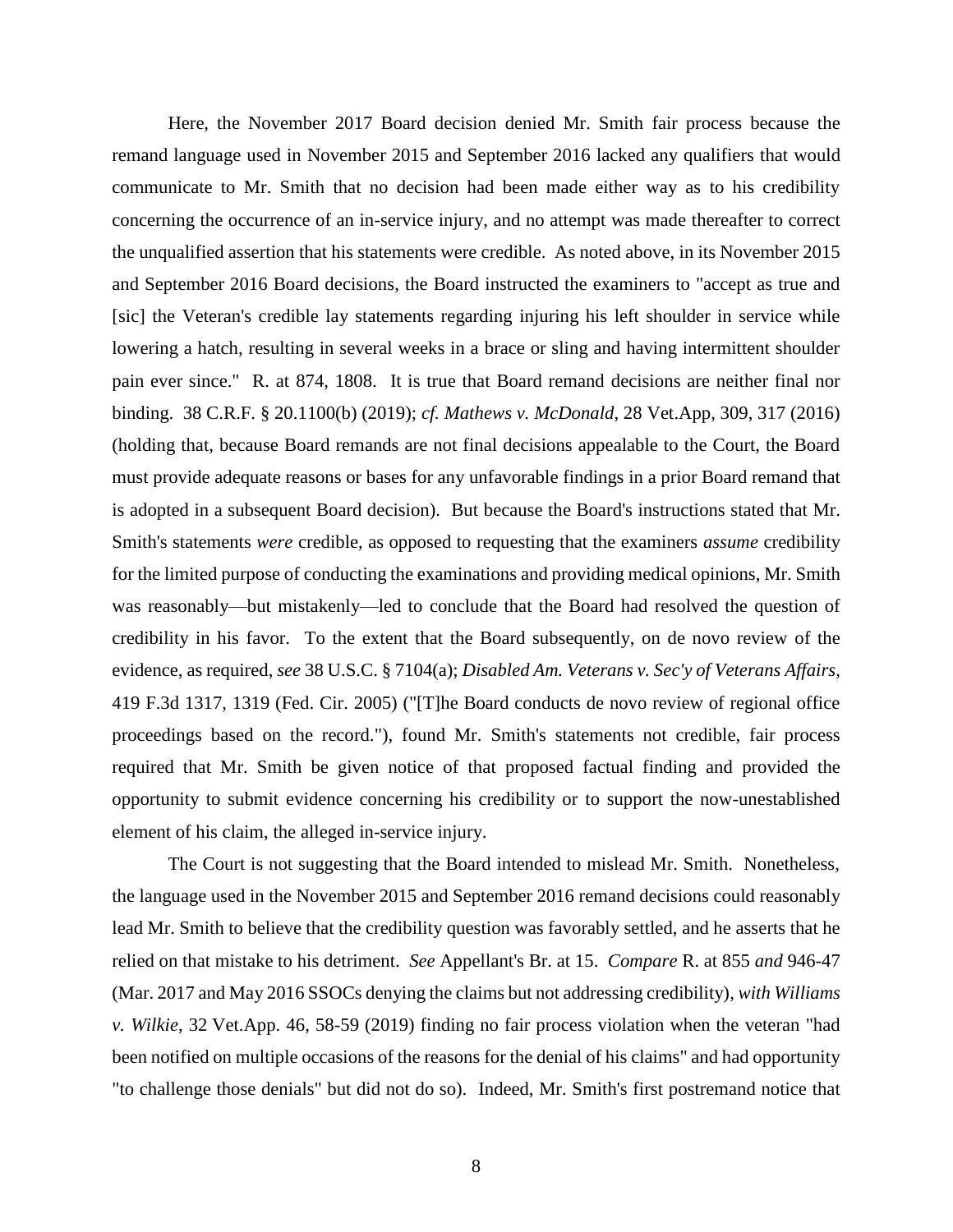Here, the November 2017 Board decision denied Mr. Smith fair process because the remand language used in November 2015 and September 2016 lacked any qualifiers that would communicate to Mr. Smith that no decision had been made either way as to his credibility concerning the occurrence of an in-service injury, and no attempt was made thereafter to correct the unqualified assertion that his statements were credible. As noted above, in its November 2015 and September 2016 Board decisions, the Board instructed the examiners to "accept as true and [sic] the Veteran's credible lay statements regarding injuring his left shoulder in service while lowering a hatch, resulting in several weeks in a brace or sling and having intermittent shoulder pain ever since." R. at 874, 1808. It is true that Board remand decisions are neither final nor binding. 38 C.R.F. § 20.1100(b) (2019); *cf. Mathews v. McDonald*, 28 Vet.App, 309, 317 (2016) (holding that, because Board remands are not final decisions appealable to the Court, the Board must provide adequate reasons or bases for any unfavorable findings in a prior Board remand that is adopted in a subsequent Board decision). But because the Board's instructions stated that Mr. Smith's statements *were* credible, as opposed to requesting that the examiners *assume* credibility for the limited purpose of conducting the examinations and providing medical opinions, Mr. Smith was reasonably—but mistakenly—led to conclude that the Board had resolved the question of credibility in his favor. To the extent that the Board subsequently, on de novo review of the evidence, as required, *see* 38 U.S.C. § 7104(a); *Disabled Am. Veterans v. Sec'y of Veterans Affairs*, 419 F.3d 1317, 1319 (Fed. Cir. 2005) ("[T]he Board conducts de novo review of regional office proceedings based on the record."), found Mr. Smith's statements not credible, fair process required that Mr. Smith be given notice of that proposed factual finding and provided the opportunity to submit evidence concerning his credibility or to support the now-unestablished element of his claim, the alleged in-service injury.

The Court is not suggesting that the Board intended to mislead Mr. Smith. Nonetheless, the language used in the November 2015 and September 2016 remand decisions could reasonably lead Mr. Smith to believe that the credibility question was favorably settled, and he asserts that he relied on that mistake to his detriment. *See* Appellant's Br. at 15. *Compare* R. at 855 *and* 946-47 (Mar. 2017 and May 2016 SSOCs denying the claims but not addressing credibility), *with Williams v. Wilkie*, 32 Vet.App. 46, 58-59 (2019) finding no fair process violation when the veteran "had been notified on multiple occasions of the reasons for the denial of his claims" and had opportunity "to challenge those denials" but did not do so). Indeed, Mr. Smith's first postremand notice that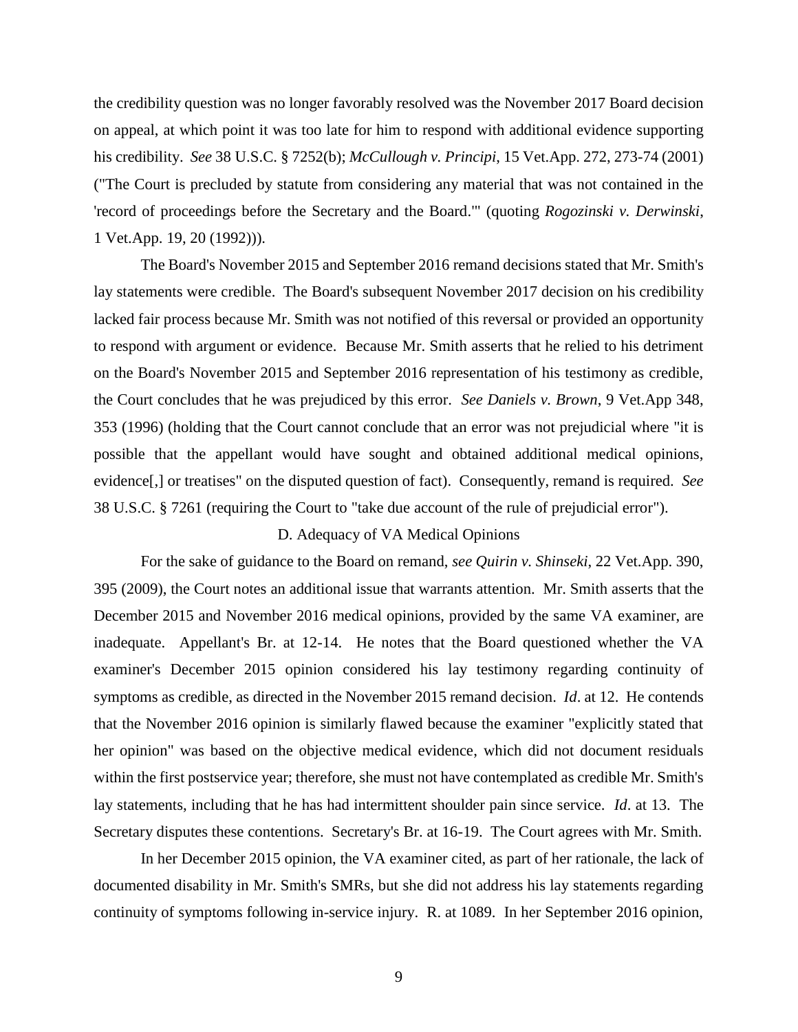the credibility question was no longer favorably resolved was the November 2017 Board decision on appeal, at which point it was too late for him to respond with additional evidence supporting his credibility. *See* 38 U.S.C. § 7252(b); *McCullough v. Principi*, 15 Vet.App. 272, 273-74 (2001) ("The Court is precluded by statute from considering any material that was not contained in the 'record of proceedings before the Secretary and the Board.'" (quoting *Rogozinski v. Derwinski*, 1 Vet.App. 19, 20 (1992))).

The Board's November 2015 and September 2016 remand decisions stated that Mr. Smith's lay statements were credible. The Board's subsequent November 2017 decision on his credibility lacked fair process because Mr. Smith was not notified of this reversal or provided an opportunity to respond with argument or evidence. Because Mr. Smith asserts that he relied to his detriment on the Board's November 2015 and September 2016 representation of his testimony as credible, the Court concludes that he was prejudiced by this error. *See Daniels v. Brown*, 9 Vet.App 348, 353 (1996) (holding that the Court cannot conclude that an error was not prejudicial where "it is possible that the appellant would have sought and obtained additional medical opinions, evidence[,] or treatises" on the disputed question of fact). Consequently, remand is required. *See* 38 U.S.C. § 7261 (requiring the Court to "take due account of the rule of prejudicial error").

### D. Adequacy of VA Medical Opinions

For the sake of guidance to the Board on remand, *see Quirin v. Shinseki*, 22 Vet.App. 390, 395 (2009), the Court notes an additional issue that warrants attention. Mr. Smith asserts that the December 2015 and November 2016 medical opinions, provided by the same VA examiner, are inadequate. Appellant's Br. at 12-14. He notes that the Board questioned whether the VA examiner's December 2015 opinion considered his lay testimony regarding continuity of symptoms as credible, as directed in the November 2015 remand decision. *Id*. at 12. He contends that the November 2016 opinion is similarly flawed because the examiner "explicitly stated that her opinion" was based on the objective medical evidence, which did not document residuals within the first postservice year; therefore, she must not have contemplated as credible Mr. Smith's lay statements, including that he has had intermittent shoulder pain since service. *Id*. at 13. The Secretary disputes these contentions. Secretary's Br. at 16-19. The Court agrees with Mr. Smith.

In her December 2015 opinion, the VA examiner cited, as part of her rationale, the lack of documented disability in Mr. Smith's SMRs, but she did not address his lay statements regarding continuity of symptoms following in-service injury. R. at 1089. In her September 2016 opinion,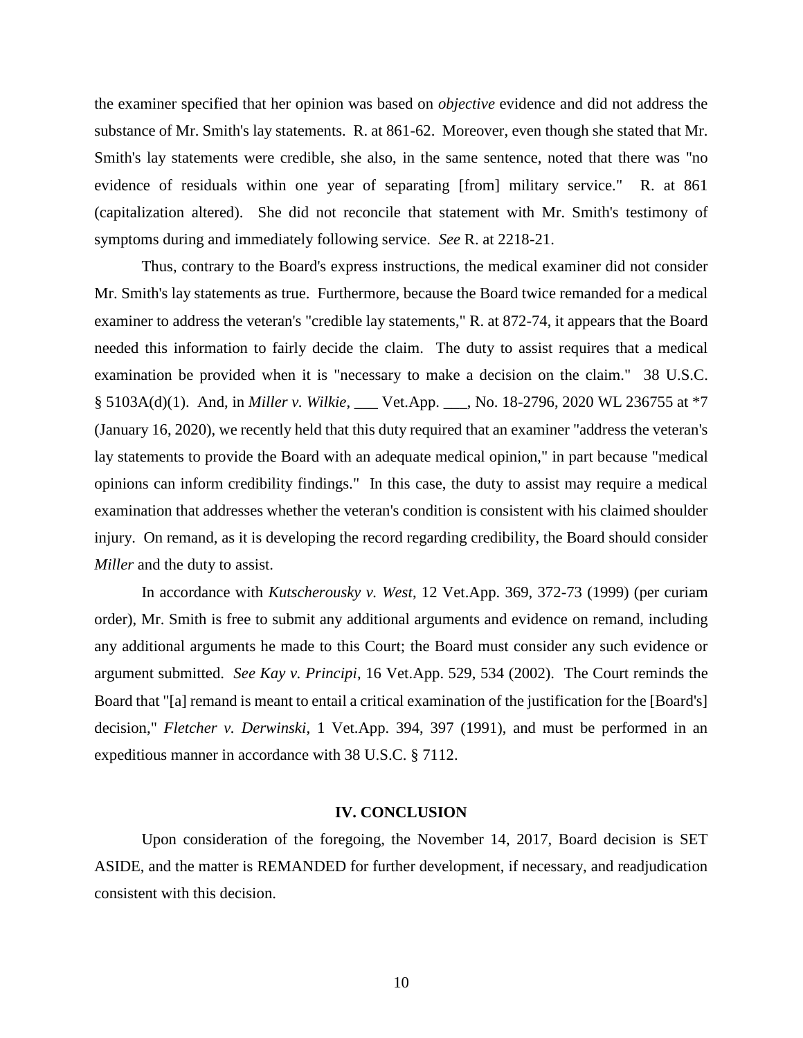the examiner specified that her opinion was based on *objective* evidence and did not address the substance of Mr. Smith's lay statements. R. at 861-62. Moreover, even though she stated that Mr. Smith's lay statements were credible, she also, in the same sentence, noted that there was "no evidence of residuals within one year of separating [from] military service." R. at 861 (capitalization altered). She did not reconcile that statement with Mr. Smith's testimony of symptoms during and immediately following service. *See* R. at 2218-21.

Thus, contrary to the Board's express instructions, the medical examiner did not consider Mr. Smith's lay statements as true. Furthermore, because the Board twice remanded for a medical examiner to address the veteran's "credible lay statements," R. at 872-74, it appears that the Board needed this information to fairly decide the claim. The duty to assist requires that a medical examination be provided when it is "necessary to make a decision on the claim." 38 U.S.C. § 5103A(d)(1). And, in *Miller v. Wilkie*, ___ Vet.App. ___, No. 18-2796, 2020 WL 236755 at *7 (January 16, 2020), we recently held that this duty required that an examiner "address the veteran's lay statements to provide the Board with an adequate medical opinion," in part because "medical opinions can inform credibility findings." In this case, the duty to assist may require a medical examination that addresses whether the veteran's condition is consistent with his claimed shoulder injury. On remand, as it is developing the record regarding credibility, the Board should consider *Miller* and the duty to assist.

In accordance with *Kutscherousky v. West*, 12 Vet.App. 369, 372-73 (1999) (per curiam order), Mr. Smith is free to submit any additional arguments and evidence on remand, including any additional arguments he made to this Court; the Board must consider any such evidence or argument submitted. *See Kay v. Principi*, 16 Vet.App. 529, 534 (2002). The Court reminds the Board that "[a] remand is meant to entail a critical examination of the justification for the [Board's] decision," *Fletcher v. Derwinski*, 1 Vet.App. 394, 397 (1991), and must be performed in an expeditious manner in accordance with 38 U.S.C. § 7112.

## IV. CONCLUSION

Upon consideration of the foregoing, the November 14, 2017, Board decision is SET ASIDE, and the matter is REMANDED for further development, if necessary, and readjudication consistent with this decision.